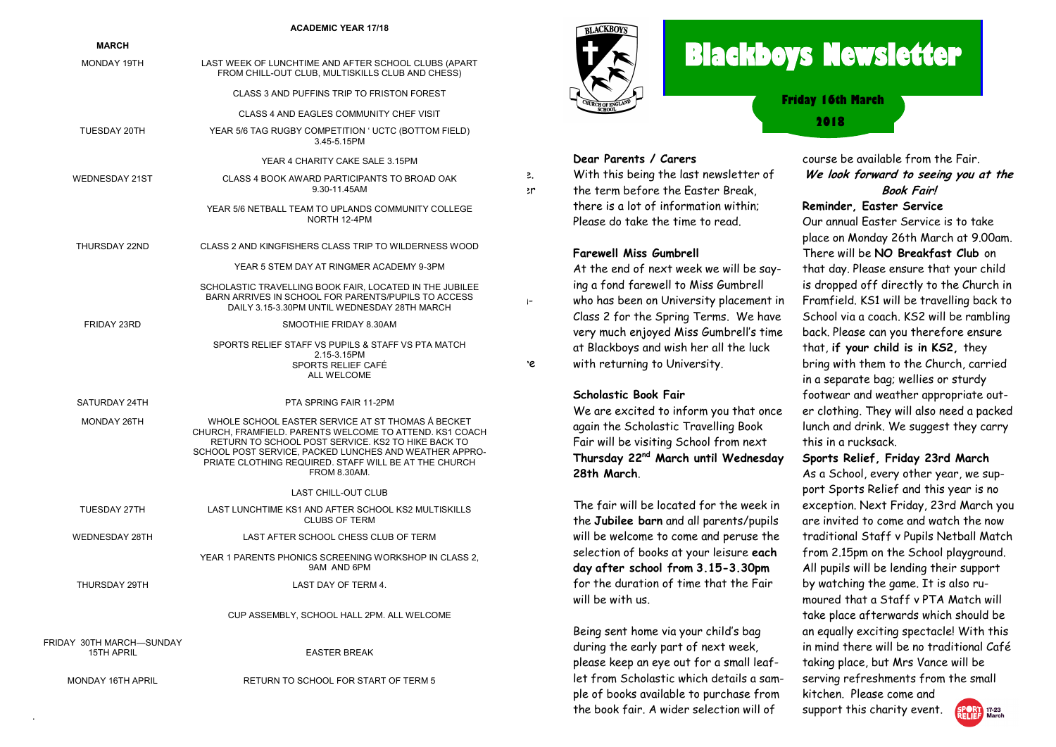## ACADEMIC YEAR 17/18

| MARCH | |
|---|---|
| MONDAY 19TH | LAST WEEK OF LUNCHTIME AND AFTER SCHOOL CLUBS (APART FROM CHILL-OUT CLUB, MULTISKILLS CLUB AND CHESS) |
| | CLASS 3 AND PUFFINS TRIP TO FRISTON FOREST |
| | CLASS 4 AND EAGLES COMMUNITY CHEF VISIT |
| TUESDAY 20TH | YEAR 5/6 TAG RUGBY COMPETITION ' UCTC (BOTTOM FIELD) 3.45-5.15PM |
| | YEAR 4 CHARITY CAKE SALE 3.15PM |
| WEDNESDAY 21ST | CLASS 4 BOOK AWARD PARTICIPANTS TO BROAD OAK 9.30-11.45AM |
| | YEAR 5/6 NETBALL TEAM TO UPLANDS COMMUNITY COLLEGE NORTH 12-4PM |
| THURSDAY 22ND | CLASS 2 AND KINGFISHERS CLASS TRIP TO WILDERNESS WOOD |
| | YEAR 5 STEM DAY AT RINGMER ACADEMY 9-3PM |
| | SCHOLASTIC TRAVELLING BOOK FAIR, LOCATED IN THE JUBILEE BARN ARRIVES IN SCHOOL FOR PARENTS/PUPILS TO ACCESS DAILY 3.15-3.30PM UNTIL WEDNESDAY 28TH MARCH |
| FRIDAY 23RD | SMOOTHIE FRIDAY 8.30AM |
| | SPORTS RELIEF STAFF VS PUPILS & STAFF VS PTA MATCH 2.15-3.15PM SPORTS RELIEF CAFÉ ALL WELCOME |
| SATURDAY 24TH | PTA SPRING FAIR 11-2PM |
| MONDAY 26TH | WHOLE SCHOOL EASTER SERVICE AT ST THOMAS Á BECKET CHURCH, FRAMFIELD. PARENTS WELCOME TO ATTEND. KS1 COACH RETURN TO SCHOOL POST SERVICE. KS2 TO HIKE BACK TO SCHOOL POST SERVICE, PACKED LUNCHES AND WEATHER APPROPRIATE CLOTHING REQUIRED. STAFF WILL BE AT THE CHURCH FROM 8.30AM. |
| | LAST CHILL-OUT CLUB |
| TUESDAY 27TH | LAST LUNCHTIME KS1 AND AFTER SCHOOL KS2 MULTISKILLS CLUBS OF TERM |
| WEDNESDAY 28TH | LAST AFTER SCHOOL CHESS CLUB OF TERM |
| | YEAR 1 PARENTS PHONICS SCREENING WORKSHOP IN CLASS 2, 9AM AND 6PM |
| THURSDAY 29TH | LAST DAY OF TERM 4. |
| | CUP ASSEMBLY, SCHOOL HALL 2PM. ALL WELCOME |
| FRIDAY 30TH MARCH—SUNDAY 15TH APRIL | EASTER BREAK |
| MONDAY 16TH APRIL | RETURN TO SCHOOL FOR START OF TERM 5 |

# Blackboys Newsletter

**Friday 16th March 2018**

**Dear Parents / Carers**

With this being the last newsletter of the term before the Easter Break, there is a lot of information within; Please do take the time to read.

**Farewell Miss Gumbrell**

At the end of next week we will be saying a fond farewell to Miss Gumbrell who has been on University placement in Class 2 for the Spring Terms. We have very much enjoyed Miss Gumbrell's time at Blackboys and wish her all the luck with returning to University.

**Scholastic Book Fair**

We are excited to inform you that once again the Scholastic Travelling Book Fair will be visiting School from next **Thursday 22nd March until Wednesday 28th March**.

The fair will be located for the week in the **Jubilee barn** and all parents/pupils will be welcome to come and peruse the selection of books at your leisure **each day after school from 3.15-3.30pm** for the duration of time that the Fair will be with us.

Being sent home via your child's bag during the early part of next week, please keep an eye out for a small leaflet from Scholastic which details a sample of books available to purchase from the book fair. A wider selection will of course be available from the Fair.

***We look forward to seeing you at the Book Fair!***

**Reminder, Easter Service**

Our annual Easter Service is to take place on Monday 26th March at 9.00am. There will be **NO Breakfast Club** on that day. Please ensure that your child is dropped off directly to the Church in Framfield. KS1 will be travelling back to School via a coach. KS2 will be rambling back. Please can you therefore ensure that, **if your child is in KS2,** they bring with them to the Church, carried in a separate bag; wellies or sturdy footwear and weather appropriate outer clothing. They will also need a packed lunch and drink. We suggest they carry this in a rucksack.

**Sports Relief, Friday 23rd March**

As a School, every other year, we support Sports Relief and this year is no exception. Next Friday, 23rd March you are invited to come and watch the now traditional Staff v Pupils Netball Match from 2.15pm on the School playground. All pupils will be lending their support by watching the game. It is also rumoured that a Staff v PTA Match will take place afterwards which should be an equally exciting spectacle! With this in mind there will be no traditional Café taking place, but Mrs Vance will be serving refreshments from the small kitchen. Please come and support this charity event.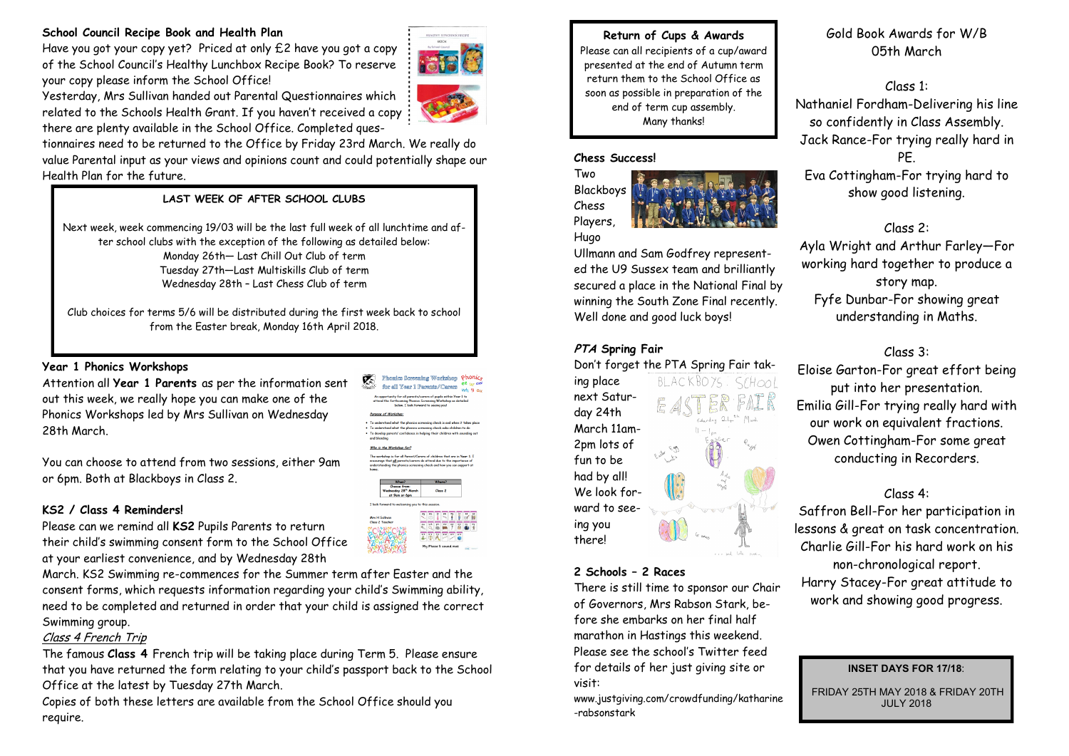### School Council Recipe Book and Health Plan

Have you got your copy yet? Priced at only £2 have you got a copy of the School Council's Healthy Lunchbox Recipe Book? To reserve your copy please inform the School Office!

Yesterday, Mrs Sullivan handed out Parental Questionnaires which related to the Schools Health Grant. If you haven't received a copy there are plenty available in the School Office. Completed questionnaires need to be returned to the Office by Friday 23rd March. We really do value Parental input as your views and opinions count and could potentially shape our Health Plan for the future.

### LAST WEEK OF AFTER SCHOOL CLUBS

Next week, week commencing 19/03 will be the last full week of all lunchtime and after school clubs with the exception of the following as detailed below:

Monday 26th— Last Chill Out Club of term
Tuesday 27th—Last Multiskills Club of term
Wednesday 28th – Last Chess Club of term

Club choices for terms 5/6 will be distributed during the first week back to school from the Easter break, Monday 16th April 2018.

### Year 1 Phonics Workshops

Attention all **Year 1 Parents** as per the information sent out this week, we really hope you can make one of the Phonics Workshops led by Mrs Sullivan on Wednesday 28th March.

You can choose to attend from two sessions, either 9am or 6pm. Both at Blackboys in Class 2.

### KS2 / Class 4 Reminders!

Please can we remind all **KS2** Pupils Parents to return their child's swimming consent form to the School Office at your earliest convenience, and by Wednesday 28th March. KS2 Swimming re-commences for the Summer term after Easter and the consent forms, which requests information regarding your child's Swimming ability, need to be completed and returned in order that your child is assigned the correct Swimming group.

*Class 4 French Trip*

The famous **Class 4** French trip will be taking place during Term 5. Please ensure that you have returned the form relating to your child's passport back to the School Office at the latest by Tuesday 27th March.

Copies of both these letters are available from the School Office should you require.

### Return of Cups & Awards

Please can all recipients of a cup/award presented at the end of Autumn term return them to the School Office as soon as possible in preparation of the end of term cup assembly.
Many thanks!

### Chess Success!

Two Blackboys Chess Players, Hugo Ullmann and Sam Godfrey represented the U9 Sussex team and brilliantly secured a place in the National Final by winning the South Zone Final recently. Well done and good luck boys!

### *PTA* Spring Fair

Don't forget the PTA Spring Fair taking place next Saturday 24th March 11am-2pm lots of fun to be had by all! We look forward to seeing you there!

### 2 Schools – 2 Races

There is still time to sponsor our Chair of Governors, Mrs Rabson Stark, before she embarks on her final half marathon in Hastings this weekend. Please see the school's Twitter feed for details of her just giving site or visit:
www.justgiving.com/crowdfunding/katharine-rabsonstark

### Gold Book Awards for W/B 05th March

**Class 1:**
Nathaniel Fordham-Delivering his line so confidently in Class Assembly.
Jack Rance-For trying really hard in PE.
Eva Cottingham-For trying hard to show good listening.

**Class 2:**
Ayla Wright and Arthur Farley—For working hard together to produce a story map.
Fyfe Dunbar-For showing great understanding in Maths.

**Class 3:**
Eloise Garton-For great effort being put into her presentation.
Emilia Gill-For trying really hard with our work on equivalent fractions.
Owen Cottingham-For some great conducting in Recorders.

**Class 4:**
Saffron Bell-For her participation in lessons & great on task concentration.
Charlie Gill-For his hard work on his non-chronological report.
Harry Stacey-For great attitude to work and showing good progress.

**INSET DAYS FOR 17/18:**
FRIDAY 25TH MAY 2018 & FRIDAY 20TH JULY 2018